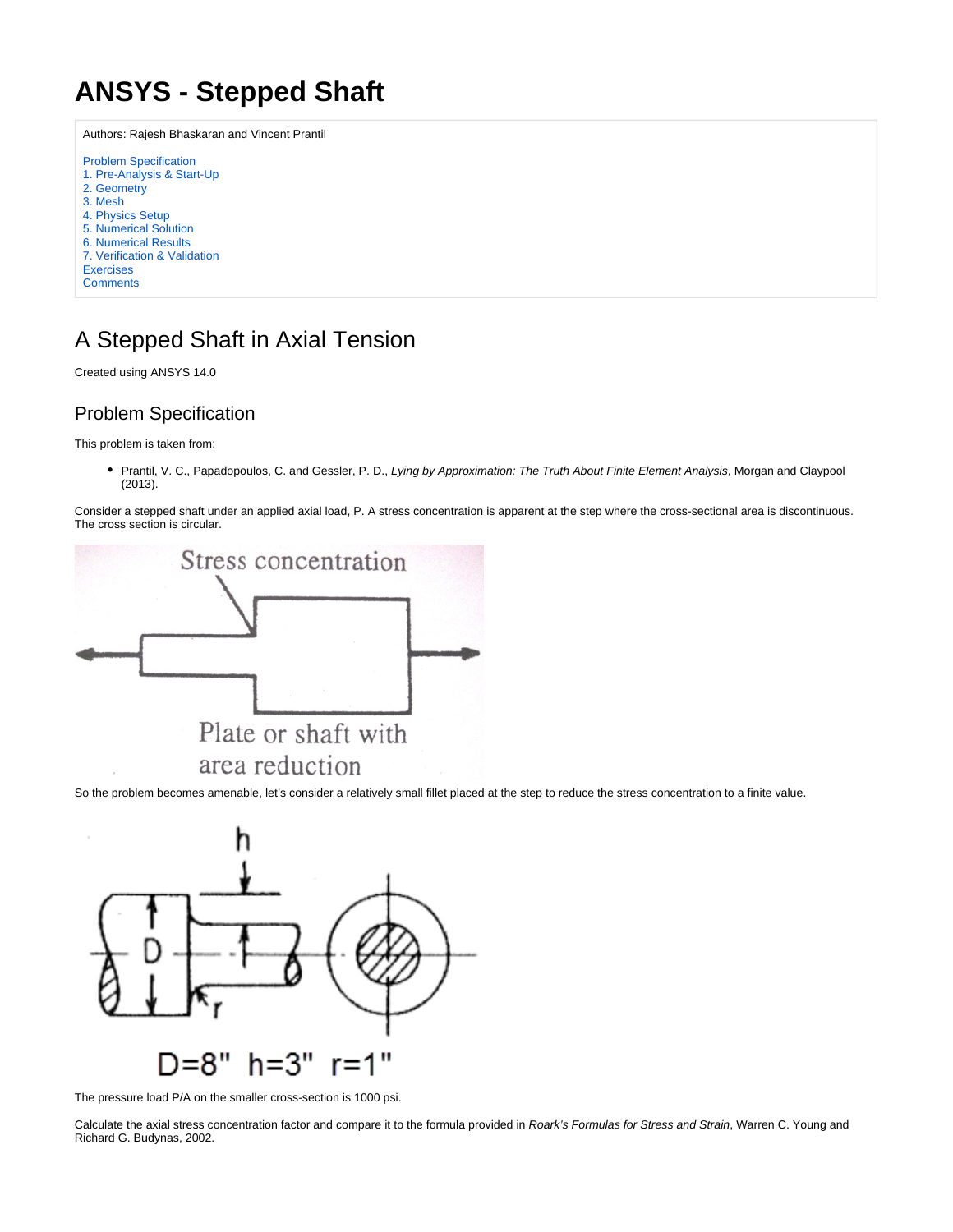# ANSYS - Stepped Shaft

Authors: Rajesh Bhaskaran and Vincent Prantil

- Problem Specification
- 1. Pre-Analysis & Start-Up
- 2. Geometry
- 3. Mesh
- 4. Physics Setup
- 5. Numerical Solution
- 6. Numerical Results
- 7. Verification & Validation
- Exercises
- Comments

## A Stepped Shaft in Axial Tension

Created using ANSYS 14.0

### Problem Specification

This problem is taken from:

- Prantil, V. C., Papadopoulos, C. and Gessler, P. D., *Lying by Approximation: The Truth About Finite Element Analysis*, Morgan and Claypool (2013).

Consider a stepped shaft under an applied axial load, P. A stress concentration is apparent at the step where the cross-sectional area is discontinuous. The cross section is circular.

Stress concentration

Plate or shaft with area reduction

So the problem becomes amenable, let's consider a relatively small fillet placed at the step to reduce the stress concentration to a finite value.

D=8" h=3" r=1"

The pressure load P/A on the smaller cross-section is 1000 psi.

Calculate the axial stress concentration factor and compare it to the formula provided in *Roark's Formulas for Stress and Strain*, Warren C. Young and Richard G. Budynas, 2002.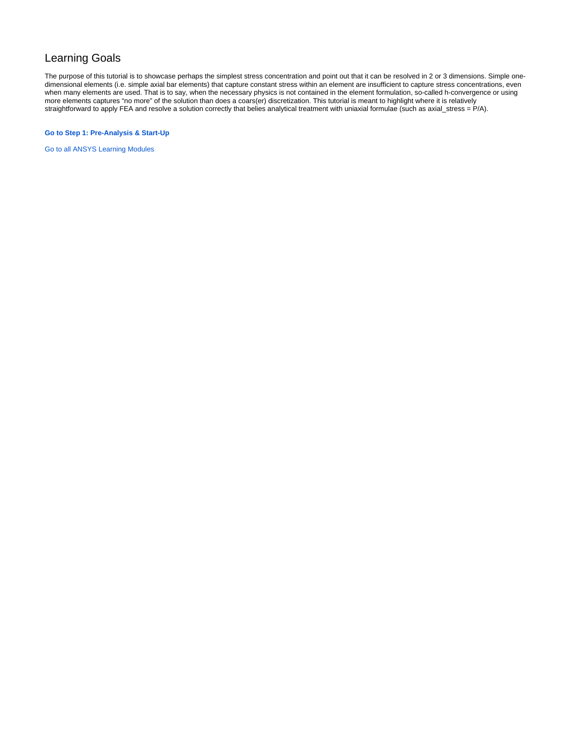## Learning Goals

The purpose of this tutorial is to showcase perhaps the simplest stress concentration and point out that it can be resolved in 2 or 3 dimensions. Simple one-dimensional elements (i.e. simple axial bar elements) that capture constant stress within an element are insufficient to capture stress concentrations, even when many elements are used. That is to say, when the necessary physics is not contained in the element formulation, so-called h-convergence or using more elements captures "no more" of the solution than does a coars(er) discretization. This tutorial is meant to highlight where it is relatively straightforward to apply FEA and resolve a solution correctly that belies analytical treatment with uniaxial formulae (such as axial_stress = P/A).

**Go to Step 1: Pre-Analysis & Start-Up**

Go to all ANSYS Learning Modules